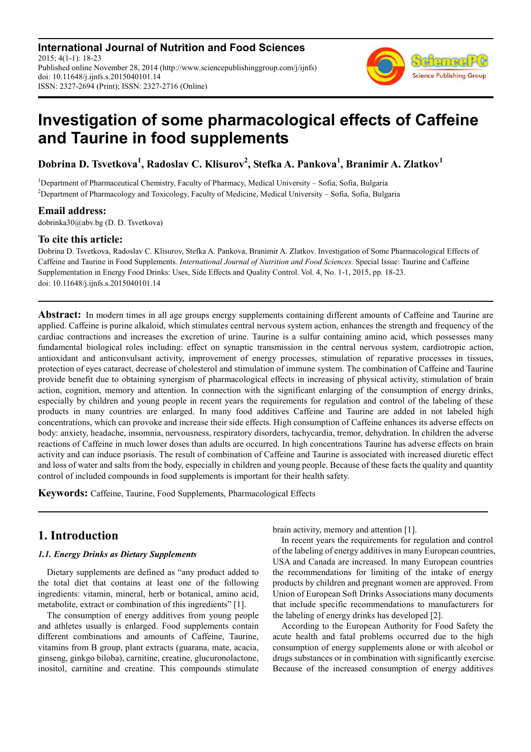# Investigation of some pharmacological effects of Caffeine and Taurine in food supplements

**Dobrina D. Tsvetkova[1], Radoslav C. Klisurov[2], Stefka A. Pankova[1], Branimir A. Zlatkov[1]**

[1]Department of Pharmaceutical Chemistry, Faculty of Pharmacy, Medical University – Sofia, Sofia, Bulgaria
[2]Department of Pharmacology and Toxicology, Faculty of Medicine, Medical University – Sofia, Sofia, Bulgaria

## Email address:

dobrinka30@abv.bg (D. D. Tsvetkova)

## To cite this article:

Dobrina D. Tsvetkova, Radoslav C. Klisurov, Stefka A. Pankova, Branimir A. Zlatkov. Investigation of Some Pharmacological Effects of Caffeine and Taurine in Food Supplements. *International Journal of Nutrition and Food Sciences.* Special Issue: Taurine and Caffeine Supplementation in Energy Food Drinks: Uses, Side Effects and Quality Control. Vol. 4, No. 1-1, 2015, pp. 18-23. doi: 10.11648/j.ijnfs.s.2015040101.14

**Abstract:** In modern times in all age groups energy supplements containing different amounts of Caffeine and Taurine are applied. Caffeine is purine alkaloid, which stimulates central nervous system action, enhances the strength and frequency of the cardiac contractions and increases the excretion of urine. Taurine is a sulfur containing amino acid, which possesses many fundamental biological roles including: effect on synaptic transmission in the central nervous system, cardiotropic action, antioxidant and anticonvulsant activity, improvement of energy processes, stimulation of reparative processes in tissues, protection of eyes cataract, decrease of cholesterol and stimulation of immune system. The combination of Caffeine and Taurine provide benefit due to obtaining synergism of pharmacological effects in increasing of physical activity, stimulation of brain action, cognition, memory and attention. In connection with the significant enlarging of the consumption of energy drinks, especially by children and young people in recent years the requirements for regulation and control of the labeling of these products in many countries are enlarged. In many food additives Caffeine and Taurine are added in not labeled high concentrations, which can provoke and increase their side effects. High consumption of Caffeine enhances its adverse effects on body: anxiety, headache, insomnia, nervousness, respiratory disorders, tachycardia, tremor, dehydration. In children the adverse reactions of Caffeine in much lower doses than adults are occurred. In high concentrations Taurine has adverse effects on brain activity and can induce psoriasis. The result of combination of Caffeine and Taurine is associated with increased diuretic effect and loss of water and salts from the body, especially in children and young people. Because of these facts the quality and quantity control of included compounds in food supplements is important for their health safety.

**Keywords:** Caffeine, Taurine, Food Supplements, Pharmacological Effects

## 1. Introduction

### *1.1. Energy Drinks as Dietary Supplements*

Dietary supplements are defined as "any product added to the total diet that contains at least one of the following ingredients: vitamin, mineral, herb or botanical, amino acid, metabolite, extract or combination of this ingredients" [1].

The consumption of energy additives from young people and athletes usually is enlarged. Food supplements contain different combinations and amounts of Caffeine, Taurine, vitamins from B group, plant extracts (guarana, mate, acacia, ginseng, ginkgo biloba), carnitine, creatine, glucuronolactone, inositol, carnitine and creatine. This compounds stimulate brain activity, memory and attention [1].

In recent years the requirements for regulation and control of the labeling of energy additives in many European countries, USA and Canada are increased. In many European countries the recommendations for limiting of the intake of energy products by children and pregnant women are approved. From Union of European Soft Drinks Associations many documents that include specific recommendations to manufacturers for the labeling of energy drinks has developed [2].

According to the European Authority for Food Safety the acute health and fatal problems occurred due to the high consumption of energy supplements alone or with alcohol or drugs substances or in combination with significantly exercise. Because of the increased consumption of energy additives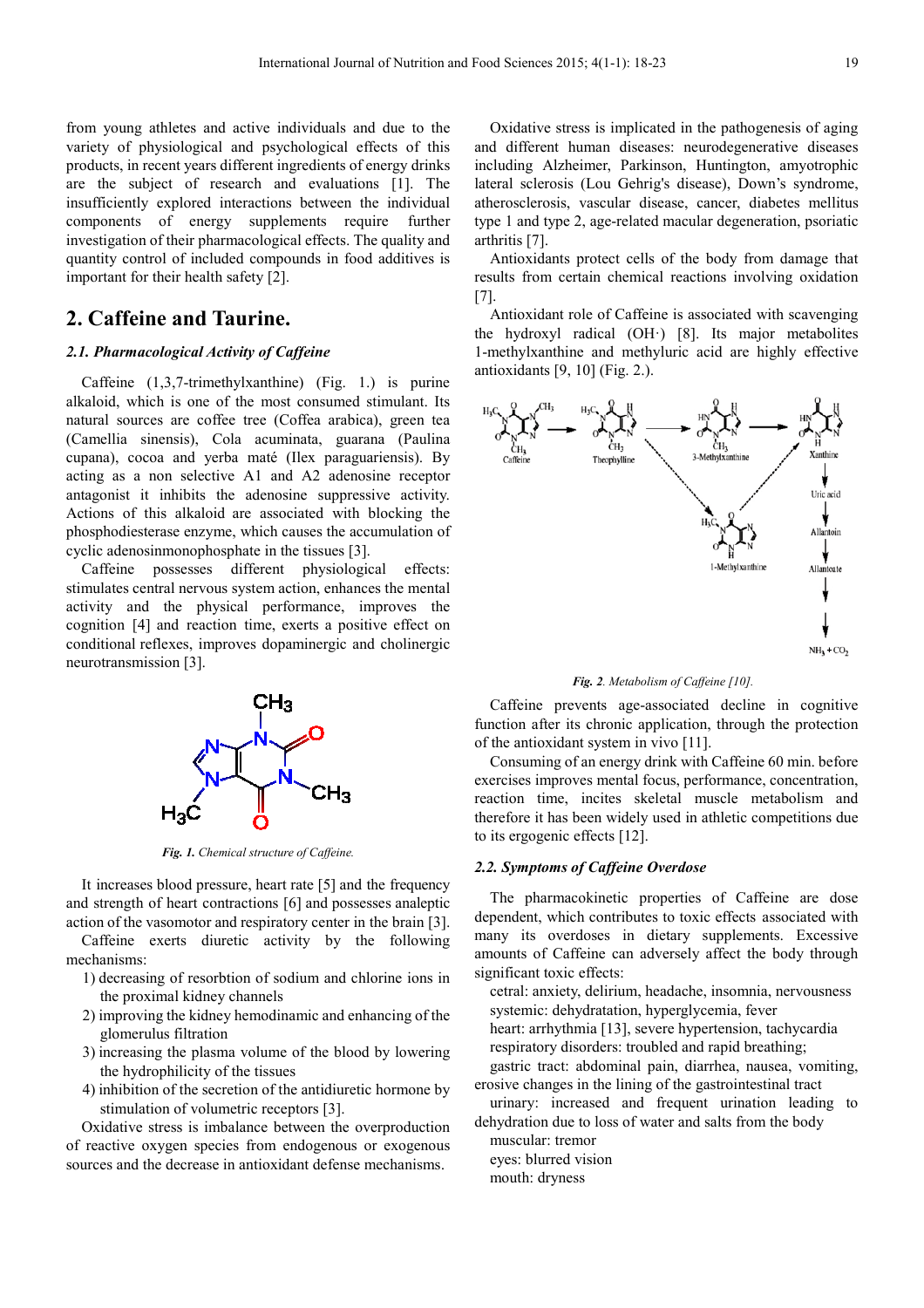from young athletes and active individuals and due to the variety of physiological and psychological effects of this products, in recent years different ingredients of energy drinks are the subject of research and evaluations [1]. The insufficiently explored interactions between the individual components of energy supplements require further investigation of their pharmacological effects. The quality and quantity control of included compounds in food additives is important for their health safety [2].

## 2. Caffeine and Taurine.

### 2.1. Pharmacological Activity of Caffeine

Caffeine (1,3,7-trimethylxanthine) (Fig. 1.) is purine alkaloid, which is one of the most consumed stimulant. Its natural sources are coffee tree (Coffea arabica), green tea (Camellia sinensis), Cola acuminata, guarana (Paulina cupana), cocoa and yerba maté (Ilex paraguariensis). By acting as a non selective A1 and A2 adenosine receptor antagonist it inhibits the adenosine suppressive activity. Actions of this alkaloid are associated with blocking the phosphodiesterase enzyme, which causes the accumulation of cyclic adenosinmonophosphate in the tissues [3].

Caffeine possesses different physiological effects: stimulates central nervous system action, enhances the mental activity and the physical performance, improves the cognition [4] and reaction time, exerts a positive effect on conditional reflexes, improves dopaminergic and cholinergic neurotransmission [3].

*Fig. 1. Chemical structure of Caffeine.*

It increases blood pressure, heart rate [5] and the frequency and strength of heart contractions [6] and possesses analeptic action of the vasomotor and respiratory center in the brain [3].

Caffeine exerts diuretic activity by the following mechanisms:

1) decreasing of resorbtion of sodium and chlorine ions in the proximal kidney channels
2) improving the kidney hemodinamic and enhancing of the glomerulus filtration
3) increasing the plasma volume of the blood by lowering the hydrophilicity of the tissues
4) inhibition of the secretion of the antidiuretic hormone by stimulation of volumetric receptors [3].

Oxidative stress is imbalance between the overproduction of reactive oxygen species from endogenous or exogenous sources and the decrease in antioxidant defense mechanisms.

Oxidative stress is implicated in the pathogenesis of aging and different human diseases: neurodegenerative diseases including Alzheimer, Parkinson, Huntington, amyotrophic lateral sclerosis (Lou Gehrig's disease), Down's syndrome, atherosclerosis, vascular disease, cancer, diabetes mellitus type 1 and type 2, age-related macular degeneration, psoriatic arthritis [7].

Antioxidants protect cells of the body from damage that results from certain chemical reactions involving oxidation [7].

Antioxidant role of Caffeine is associated with scavenging the hydroxyl radical (OH·) [8]. Its major metabolites 1-methylxanthine and methyluric acid are highly effective antioxidants [9, 10] (Fig. 2.).

*Fig. 2. Metabolism of Caffeine [10].*

Caffeine prevents age-associated decline in cognitive function after its chronic application, through the protection of the antioxidant system in vivo [11].

Consuming of an energy drink with Caffeine 60 min. before exercises improves mental focus, performance, concentration, reaction time, incites skeletal muscle metabolism and therefore it has been widely used in athletic competitions due to its ergogenic effects [12].

### 2.2. Symptoms of Caffeine Overdose

The pharmacokinetic properties of Caffeine are dose dependent, which contributes to toxic effects associated with many its overdoses in dietary supplements. Excessive amounts of Caffeine can adversely affect the body through significant toxic effects:

cetral: anxiety, delirium, headache, insomnia, nervousness
systemic: dehydratation, hyperglycemia, fever
heart: arrhythmia [13], severe hypertension, tachycardia
respiratory disorders: troubled and rapid breathing;
gastric tract: abdominal pain, diarrhea, nausea, vomiting, erosive changes in the lining of the gastrointestinal tract
urinary: increased and frequent urination leading to dehydration due to loss of water and salts from the body
muscular: tremor
eyes: blurred vision
mouth: dryness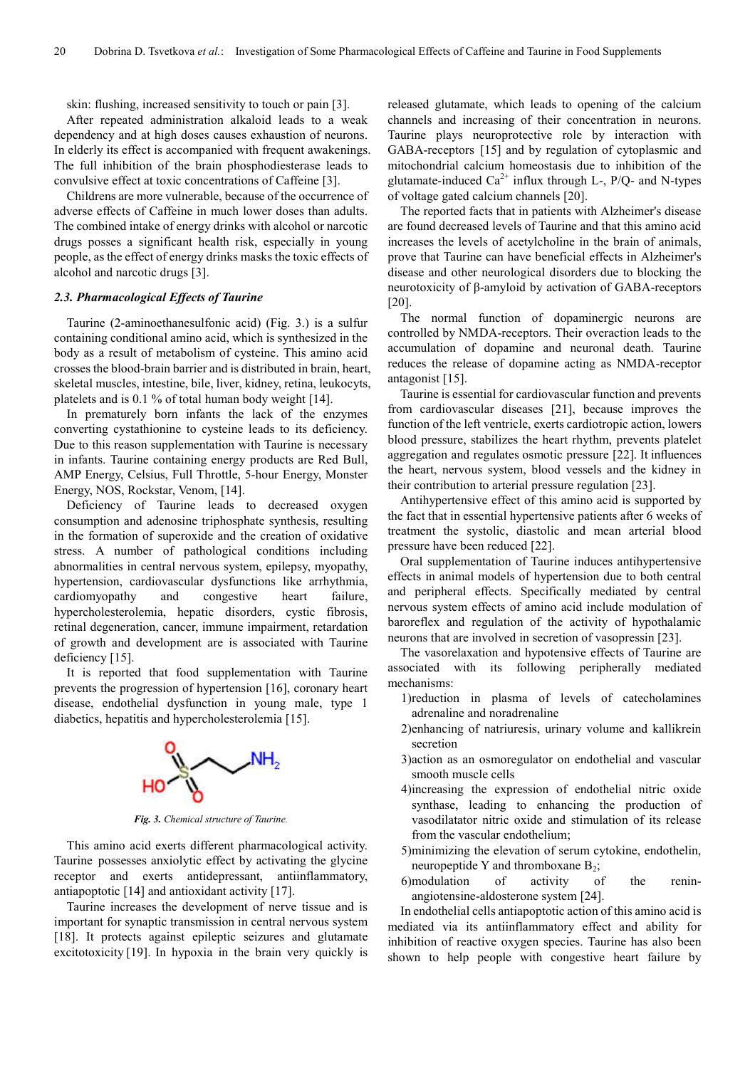skin: flushing, increased sensitivity to touch or pain [3].

After repeated administration alkaloid leads to a weak dependency and at high doses causes exhaustion of neurons. In elderly its effect is accompanied with frequent awakenings. The full inhibition of the brain phosphodiesterase leads to convulsive effect at toxic concentrations of Caffeine [3].

Childrens are more vulnerable, because of the occurrence of adverse effects of Caffeine in much lower doses than adults. The combined intake of energy drinks with alcohol or narcotic drugs posses a significant health risk, especially in young people, as the effect of energy drinks masks the toxic effects of alcohol and narcotic drugs [3].

### *2.3. Pharmacological Effects of Taurine*

Taurine (2-aminoethanesulfonic acid) (Fig. 3.) is a sulfur containing conditional amino acid, which is synthesized in the body as a result of metabolism of cysteine. This amino acid crosses the blood-brain barrier and is distributed in brain, heart, skeletal muscles, intestine, bile, liver, kidney, retina, leukocyts, platelets and is 0.1 % of total human body weight [14].

In prematurely born infants the lack of the enzymes converting cystathionine to cysteine leads to its deficiency. Due to this reason supplementation with Taurine is necessary in infants. Taurine containing energy products are Red Bull, AMP Energy, Celsius, Full Throttle, 5-hour Energy, Monster Energy, NOS, Rockstar, Venom, [14].

Deficiency of Taurine leads to decreased oxygen consumption and adenosine triphosphate synthesis, resulting in the formation of superoxide and the creation of oxidative stress. A number of pathological conditions including abnormalities in central nervous system, epilepsy, myopathy, hypertension, cardiovascular dysfunctions like arrhythmia, cardiomyopathy and congestive heart failure, hypercholesterolemia, hepatic disorders, cystic fibrosis, retinal degeneration, cancer, immune impairment, retardation of growth and development are is associated with Taurine deficiency [15].

It is reported that food supplementation with Taurine prevents the progression of hypertension [16], coronary heart disease, endothelial dysfunction in young male, type 1 diabetics, hepatitis and hypercholesterolemia [15].

*Fig. 3. Chemical structure of Taurine.*

This amino acid exerts different pharmacological activity. Taurine possesses anxiolytic effect by activating the glycine receptor and exerts antidepressant, antiinflammatory, antiapoptotic [14] and antioxidant activity [17].

Taurine increases the development of nerve tissue and is important for synaptic transmission in central nervous system [18]. It protects against epileptic seizures and glutamate excitotoxicity [19]. In hypoxia in the brain very quickly is released glutamate, which leads to opening of the calcium channels and increasing of their concentration in neurons. Taurine plays neuroprotective role by interaction with GABA-receptors [15] and by regulation of cytoplasmic and mitochondrial calcium homeostasis due to inhibition of the glutamate-induced $Ca^{2+}$ influx through L-, P/Q- and N-types of voltage gated calcium channels [20].

The reported facts that in patients with Alzheimer's disease are found decreased levels of Taurine and that this amino acid increases the levels of acetylcholine in the brain of animals, prove that Taurine can have beneficial effects in Alzheimer's disease and other neurological disorders due to blocking the neurotoxicity of β-amyloid by activation of GABA-receptors [20].

The normal function of dopaminergic neurons are controlled by NMDA-receptors. Their overaction leads to the accumulation of dopamine and neuronal death. Taurine reduces the release of dopamine acting as NMDA-receptor antagonist [15].

Taurine is essential for cardiovascular function and prevents from cardiovascular diseases [21], because improves the function of the left ventricle, exerts cardiotropic action, lowers blood pressure, stabilizes the heart rhythm, prevents platelet aggregation and regulates osmotic pressure [22]. It influences the heart, nervous system, blood vessels and the kidney in their contribution to arterial pressure regulation [23].

Antihypertensive effect of this amino acid is supported by the fact that in essential hypertensive patients after 6 weeks of treatment the systolic, diastolic and mean arterial blood pressure have been reduced [22].

Oral supplementation of Taurine induces antihypertensive effects in animal models of hypertension due to both central and peripheral effects. Specifically mediated by central nervous system effects of amino acid include modulation of baroreflex and regulation of the activity of hypothalamic neurons that are involved in secretion of vasopressin [23].

The vasorelaxation and hypotensive effects of Taurine are associated with its following peripherally mediated mechanisms:

1) reduction in plasma of levels of catecholamines adrenaline and noradrenaline
2) enhancing of natriuresis, urinary volume and kallikrein secretion
3) action as an osmoregulator on endothelial and vascular smooth muscle cells
4) increasing the expression of endothelial nitric oxide synthase, leading to enhancing the production of vasodilatator nitric oxide and stimulation of its release from the vascular endothelium;
5) minimizing the elevation of serum cytokine, endothelin, neuropeptide Y and thromboxane $B_2$;
6) modulation of activity of the renin-angiotensine-aldosterone system [24].

In endothelial cells antiapoptotic action of this amino acid is mediated via its antiinflammatory effect and ability for inhibition of reactive oxygen species. Taurine has also been shown to help people with congestive heart failure by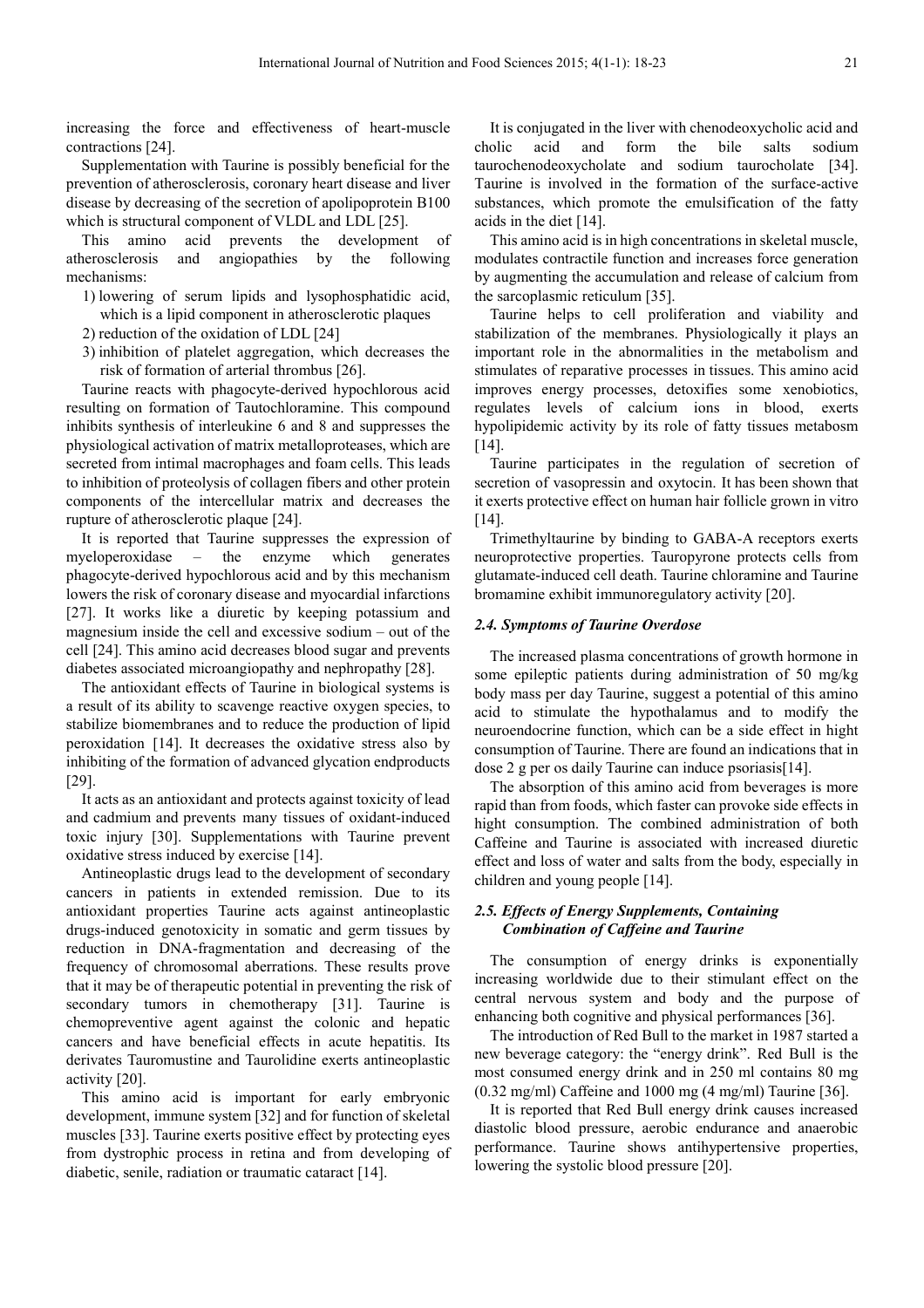increasing the force and effectiveness of heart-muscle contractions [24].

Supplementation with Taurine is possibly beneficial for the prevention of atherosclerosis, coronary heart disease and liver disease by decreasing of the secretion of apolipoprotein B100 which is structural component of VLDL and LDL [25].

This amino acid prevents the development of atherosclerosis and angiopathies by the following mechanisms:

1) lowering of serum lipids and lysophosphatidic acid, which is a lipid component in atherosclerotic plaques
2) reduction of the oxidation of LDL [24]
3) inhibition of platelet aggregation, which decreases the risk of formation of arterial thrombus [26].

Taurine reacts with phagocyte-derived hypochlorous acid resulting on formation of Tautochloramine. This compound inhibits synthesis of interleukine 6 and 8 and suppresses the physiological activation of matrix metalloproteases, which are secreted from intimal macrophages and foam cells. This leads to inhibition of proteolysis of collagen fibers and other protein components of the intercellular matrix and decreases the rupture of atherosclerotic plaque [24].

It is reported that Taurine suppresses the expression of myeloperoxidase – the enzyme which generates phagocyte-derived hypochlorous acid and by this mechanism lowers the risk of coronary disease and myocardial infarctions [27]. It works like a diuretic by keeping potassium and magnesium inside the cell and excessive sodium – out of the cell [24]. This amino acid decreases blood sugar and prevents diabetes associated microangiopathy and nephropathy [28].

The antioxidant effects of Taurine in biological systems is a result of its ability to scavenge reactive oxygen species, to stabilize biomembranes and to reduce the production of lipid peroxidation [14]. It decreases the oxidative stress also by inhibiting of the formation of advanced glycation endproducts [29].

It acts as an antioxidant and protects against toxicity of lead and cadmium and prevents many tissues of oxidant-induced toxic injury [30]. Supplementations with Taurine prevent oxidative stress induced by exercise [14].

Antineoplastic drugs lead to the development of secondary cancers in patients in extended remission. Due to its antioxidant properties Taurine acts against antineoplastic drugs-induced genotoxicity in somatic and germ tissues by reduction in DNA-fragmentation and decreasing of the frequency of chromosomal aberrations. These results prove that it may be of therapeutic potential in preventing the risk of secondary tumors in chemotherapy [31]. Taurine is chemopreventive agent against the colonic and hepatic cancers and have beneficial effects in acute hepatitis. Its derivates Tauromustine and Taurolidine exerts antineoplastic activity [20].

This amino acid is important for early embryonic development, immune system [32] and for function of skeletal muscles [33]. Taurine exerts positive effect by protecting eyes from dystrophic process in retina and from developing of diabetic, senile, radiation or traumatic cataract [14].

It is conjugated in the liver with chenodeoxycholic acid and cholic acid and form the bile salts sodium taurochenodeoxycholate and sodium taurocholate [34]. Taurine is involved in the formation of the surface-active substances, which promote the emulsification of the fatty acids in the diet [14].

This amino acid is in high concentrations in skeletal muscle, modulates contractile function and increases force generation by augmenting the accumulation and release of calcium from the sarcoplasmic reticulum [35].

Taurine helps to cell proliferation and viability and stabilization of the membranes. Physiologically it plays an important role in the abnormalities in the metabolism and stimulates of reparative processes in tissues. This amino acid improves energy processes, detoxifies some xenobiotics, regulates levels of calcium ions in blood, exerts hypolipidemic activity by its role of fatty tissues metabosm [14].

Taurine participates in the regulation of secretion of secretion of vasopressin and oxytocin. It has been shown that it exerts protective effect on human hair follicle grown in vitro [14].

Trimethyltaurine by binding to GABA-A receptors exerts neuroprotective properties. Tauropyrone protects cells from glutamate-induced cell death. Taurine chloramine and Taurine bromamine exhibit immunoregulatory activity [20].

### *2.4. Symptoms of Taurine Overdose*

The increased plasma concentrations of growth hormone in some epileptic patients during administration of 50 mg/kg body mass per day Taurine, suggest a potential of this amino acid to stimulate the hypothalamus and to modify the neuroendocrine function, which can be a side effect in hight consumption of Taurine. There are found an indications that in dose 2 g per os daily Taurine can induce psoriasis[14].

The absorption of this amino acid from beverages is more rapid than from foods, which faster can provoke side effects in hight consumption. The combined administration of both Caffeine and Taurine is associated with increased diuretic effect and loss of water and salts from the body, especially in children and young people [14].

### *2.5. Effects of Energy Supplements, Containing Combination of Caffeine and Taurine*

The consumption of energy drinks is exponentially increasing worldwide due to their stimulant effect on the central nervous system and body and the purpose of enhancing both cognitive and physical performances [36].

The introduction of Red Bull to the market in 1987 started a new beverage category: the "energy drink". Red Bull is the most consumed energy drink and in 250 ml contains 80 mg (0.32 mg/ml) Caffeine and 1000 mg (4 mg/ml) Taurine [36].

It is reported that Red Bull energy drink causes increased diastolic blood pressure, aerobic endurance and anaerobic performance. Taurine shows antihypertensive properties, lowering the systolic blood pressure [20].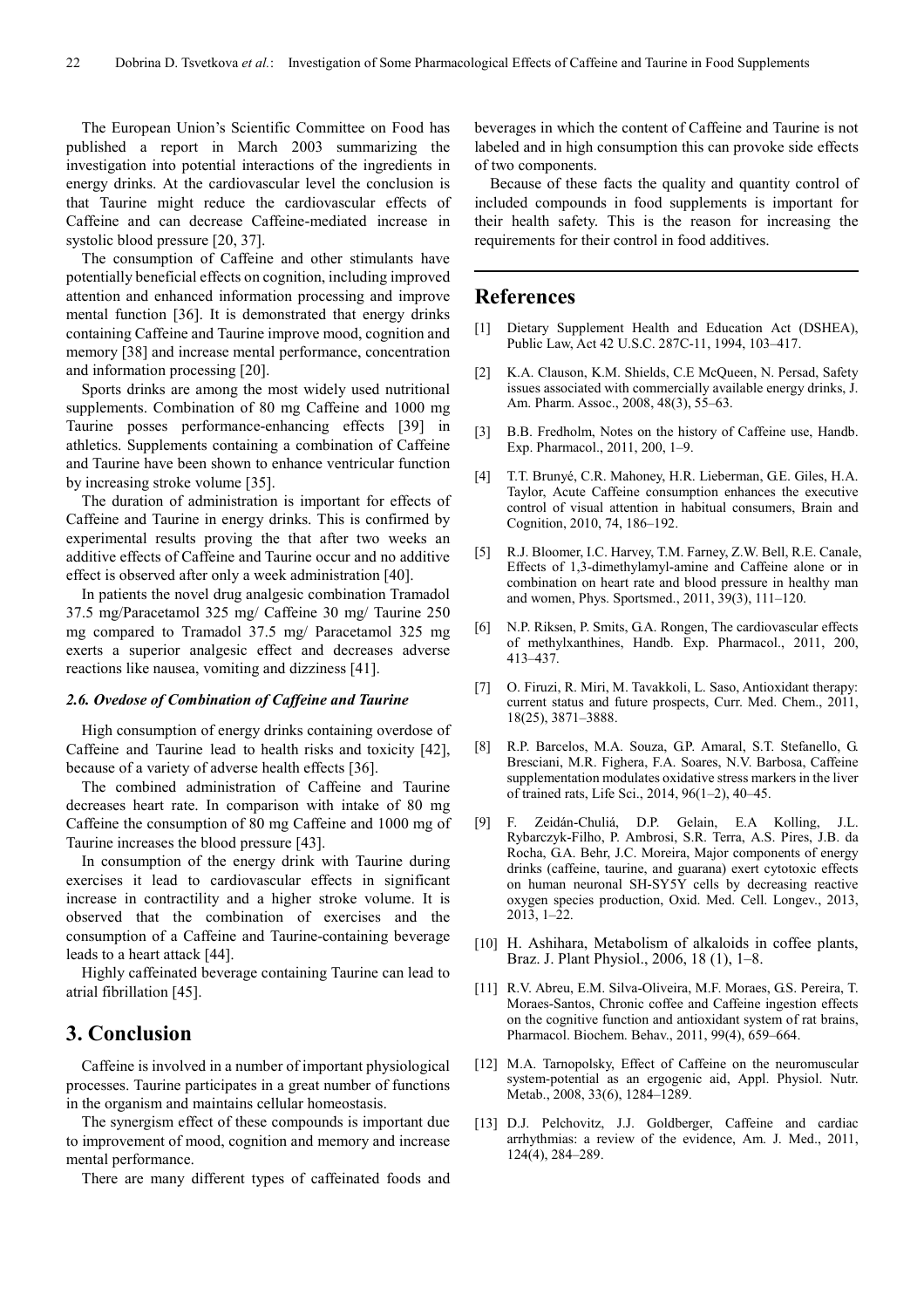The European Union's Scientific Committee on Food has published a report in March 2003 summarizing the investigation into potential interactions of the ingredients in energy drinks. At the cardiovascular level the conclusion is that Taurine might reduce the cardiovascular effects of Caffeine and can decrease Caffeine-mediated increase in systolic blood pressure [20, 37].

The consumption of Caffeine and other stimulants have potentially beneficial effects on cognition, including improved attention and enhanced information processing and improve mental function [36]. It is demonstrated that energy drinks containing Caffeine and Taurine improve mood, cognition and memory [38] and increase mental performance, concentration and information processing [20].

Sports drinks are among the most widely used nutritional supplements. Combination of 80 mg Caffeine and 1000 mg Taurine posses performance-enhancing effects [39] in athletics. Supplements containing a combination of Caffeine and Taurine have been shown to enhance ventricular function by increasing stroke volume [35].

The duration of administration is important for effects of Caffeine and Taurine in energy drinks. This is confirmed by experimental results proving the that after two weeks an additive effects of Caffeine and Taurine occur and no additive effect is observed after only a week administration [40].

In patients the novel drug analgesic combination Tramadol 37.5 mg/Paracetamol 325 mg/ Caffeine 30 mg/ Taurine 250 mg compared to Tramadol 37.5 mg/ Paracetamol 325 mg exerts a superior analgesic effect and decreases adverse reactions like nausea, vomiting and dizziness [41].

### 2.6. Ovedose of Combination of Caffeine and Taurine

High consumption of energy drinks containing overdose of Caffeine and Taurine lead to health risks and toxicity [42], because of a variety of adverse health effects [36].

The combined administration of Caffeine and Taurine decreases heart rate. In comparison with intake of 80 mg Caffeine the consumption of 80 mg Caffeine and 1000 mg of Taurine increases the blood pressure [43].

In consumption of the energy drink with Taurine during exercises it lead to cardiovascular effects in significant increase in contractility and a higher stroke volume. It is observed that the combination of exercises and the consumption of a Caffeine and Taurine-containing beverage leads to a heart attack [44].

Highly caffeinated beverage containing Taurine can lead to atrial fibrillation [45].

## 3. Conclusion

Caffeine is involved in a number of important physiological processes. Taurine participates in a great number of functions in the organism and maintains cellular homeostasis.

The synergism effect of these compounds is important due to improvement of mood, cognition and memory and increase mental performance.

There are many different types of caffeinated foods and beverages in which the content of Caffeine and Taurine is not labeled and in high consumption this can provoke side effects of two components.

Because of these facts the quality and quantity control of included compounds in food supplements is important for their health safety. This is the reason for increasing the requirements for their control in food additives.

## References

[1] Dietary Supplement Health and Education Act (DSHEA), Public Law, Act 42 U.S.C. 287C-11, 1994, 103–417.

[2] K.A. Clauson, K.M. Shields, C.E McQueen, N. Persad, Safety issues associated with commercially available energy drinks, J. Am. Pharm. Assoc., 2008, 48(3), 55–63.

[3] B.B. Fredholm, Notes on the history of Caffeine use, Handb. Exp. Pharmacol., 2011, 200, 1–9.

[4] T.T. Brunyé, C.R. Mahoney, H.R. Lieberman, G.E. Giles, H.A. Taylor, Acute Caffeine consumption enhances the executive control of visual attention in habitual consumers, Brain and Cognition, 2010, 74, 186–192.

[5] R.J. Bloomer, I.C. Harvey, T.M. Farney, Z.W. Bell, R.E. Canale, Effects of 1,3-dimethylamyl-amine and Caffeine alone or in combination on heart rate and blood pressure in healthy man and women, Phys. Sportsmed., 2011, 39(3), 111–120.

[6] N.P. Riksen, P. Smits, G.A. Rongen, The cardiovascular effects of methylxanthines, Handb. Exp. Pharmacol., 2011, 200, 413–437.

[7] O. Firuzi, R. Miri, M. Tavakkoli, L. Saso, Antioxidant therapy: current status and future prospects, Curr. Med. Chem., 2011, 18(25), 3871–3888.

[8] R.P. Barcelos, M.A. Souza, G.P. Amaral, S.T. Stefanello, G. Bresciani, M.R. Fighera, F.A. Soares, N.V. Barbosa, Caffeine supplementation modulates oxidative stress markers in the liver of trained rats, Life Sci., 2014, 96(1–2), 40–45.

[9] F. Zeidán-Chuliá, D.P. Gelain, E.A Kolling, J.L. Rybarczyk-Filho, P. Ambrosi, S.R. Terra, A.S. Pires, J.B. da Rocha, G.A. Behr, J.C. Moreira, Major components of energy drinks (caffeine, taurine, and guarana) exert cytotoxic effects on human neuronal SH-SY5Y cells by decreasing reactive oxygen species production, Oxid. Med. Cell. Longev., 2013, 2013, 1–22.

[10] H. Ashihara, Metabolism of alkaloids in coffee plants, Braz. J. Plant Physiol., 2006, 18 (1), 1–8.

[11] R.V. Abreu, E.M. Silva-Oliveira, M.F. Moraes, G.S. Pereira, T. Moraes-Santos, Chronic coffee and Caffeine ingestion effects on the cognitive function and antioxidant system of rat brains, Pharmacol. Biochem. Behav., 2011, 99(4), 659–664.

[12] M.A. Tarnopolsky, Effect of Caffeine on the neuromuscular system-potential as an ergogenic aid, Appl. Physiol. Nutr. Metab., 2008, 33(6), 1284–1289.

[13] D.J. Pelchovitz, J.J. Goldberger, Caffeine and cardiac arrhythmias: a review of the evidence, Am. J. Med., 2011, 124(4), 284–289.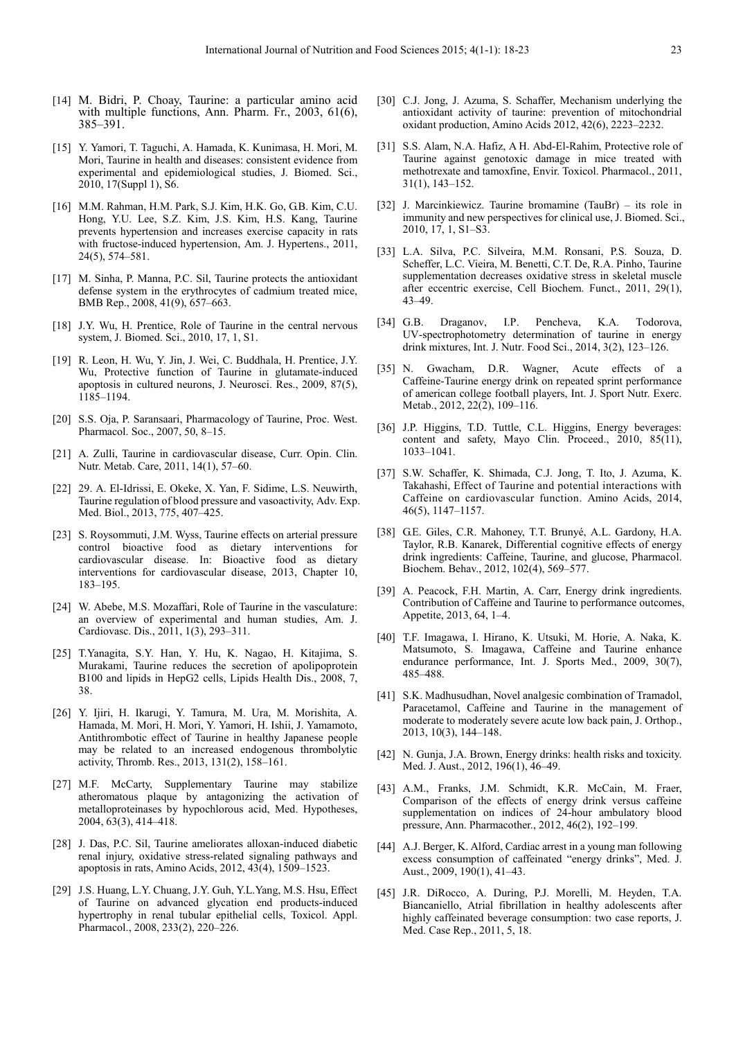[14] M. Bidri, P. Choay, Taurine: a particular amino acid with multiple functions, Ann. Pharm. Fr., 2003, 61(6), 385–391.

[15] Y. Yamori, T. Taguchi, A. Hamada, K. Kunimasa, H. Mori, M. Mori, Taurine in health and diseases: consistent evidence from experimental and epidemiological studies, J. Biomed. Sci., 2010, 17(Suppl 1), S6.

[16] M.M. Rahman, H.M. Park, S.J. Kim, H.K. Go, G.B. Kim, C.U. Hong, Y.U. Lee, S.Z. Kim, J.S. Kim, H.S. Kang, Taurine prevents hypertension and increases exercise capacity in rats with fructose-induced hypertension, Am. J. Hypertens., 2011, 24(5), 574–581.

[17] M. Sinha, P. Manna, P.C. Sil, Taurine protects the antioxidant defense system in the erythrocytes of cadmium treated mice, BMB Rep., 2008, 41(9), 657–663.

[18] J.Y. Wu, H. Prentice, Role of Taurine in the central nervous system, J. Biomed. Sci., 2010, 17, 1, S1.

[19] R. Leon, H. Wu, Y. Jin, J. Wei, C. Buddhala, H. Prentice, J.Y. Wu, Protective function of Taurine in glutamate-induced apoptosis in cultured neurons, J. Neurosci. Res., 2009, 87(5), 1185–1194.

[20] S.S. Oja, P. Saransaari, Pharmacology of Taurine, Proc. West. Pharmacol. Soc., 2007, 50, 8–15.

[21] A. Zulli, Taurine in cardiovascular disease, Curr. Opin. Clin. Nutr. Metab. Care, 2011, 14(1), 57–60.

[22] 29. A. El-Idrissi, E. Okeke, X. Yan, F. Sidime, L.S. Neuwirth, Taurine regulation of blood pressure and vasoactivity, Adv. Exp. Med. Biol., 2013, 775, 407–425.

[23] S. Roysommuti, J.M. Wyss, Taurine effects on arterial pressure control bioactive food as dietary interventions for cardiovascular disease. In: Bioactive food as dietary interventions for cardiovascular disease, 2013, Chapter 10, 183–195.

[24] W. Abebe, M.S. Mozaffari, Role of Taurine in the vasculature: an overview of experimental and human studies, Am. J. Cardiovasc. Dis., 2011, 1(3), 293–311.

[25] T.Yanagita, S.Y. Han, Y. Hu, K. Nagao, H. Kitajima, S. Murakami, Taurine reduces the secretion of apolipoprotein B100 and lipids in HepG2 cells, Lipids Health Dis., 2008, 7, 38.

[26] Y. Ijiri, H. Ikarugi, Y. Tamura, M. Ura, M. Morishita, A. Hamada, M. Mori, H. Mori, Y. Yamori, H. Ishii, J. Yamamoto, Antithrombotic effect of Taurine in healthy Japanese people may be related to an increased endogenous thrombolytic activity, Thromb. Res., 2013, 131(2), 158–161.

[27] M.F. McCarty, Supplementary Taurine may stabilize atheromatous plaque by antagonizing the activation of metalloproteinases by hypochlorous acid, Med. Hypotheses, 2004, 63(3), 414–418.

[28] J. Das, P.C. Sil, Taurine ameliorates alloxan-induced diabetic renal injury, oxidative stress-related signaling pathways and apoptosis in rats, Amino Acids, 2012, 43(4), 1509–1523.

[29] J.S. Huang, L.Y. Chuang, J.Y. Guh, Y.L.Yang, M.S. Hsu, Effect of Taurine on advanced glycation end products-induced hypertrophy in renal tubular epithelial cells, Toxicol. Appl. Pharmacol., 2008, 233(2), 220–226.

[30] C.J. Jong, J. Azuma, S. Schaffer, Mechanism underlying the antioxidant activity of taurine: prevention of mitochondrial oxidant production, Amino Acids 2012, 42(6), 2223–2232.

[31] S.S. Alam, N.A. Hafiz, A H. Abd-El-Rahim, Protective role of Taurine against genotoxic damage in mice treated with methotrexate and tamoxfine, Envir. Toxicol. Pharmacol., 2011, 31(1), 143–152.

[32] J. Marcinkiewicz. Taurine bromamine (TauBr) – its role in immunity and new perspectives for clinical use, J. Biomed. Sci., 2010, 17, 1, S1–S3.

[33] L.A. Silva, P.C. Silveira, M.M. Ronsani, P.S. Souza, D. Scheffer, L.C. Vieira, M. Benetti, C.T. De, R.A. Pinho, Taurine supplementation decreases oxidative stress in skeletal muscle after eccentric exercise, Cell Biochem. Funct., 2011, 29(1), 43–49.

[34] G.B. Draganov, I.P. Pencheva, K.A. Todorova, UV-spectrophotometry determination of taurine in energy drink mixtures, Int. J. Nutr. Food Sci., 2014, 3(2), 123–126.

[35] N. Gwacham, D.R. Wagner, Acute effects of a Caffeine-Taurine energy drink on repeated sprint performance of american college football players, Int. J. Sport Nutr. Exerc. Metab., 2012, 22(2), 109–116.

[36] J.P. Higgins, T.D. Tuttle, C.L. Higgins, Energy beverages: content and safety, Mayo Clin. Proceed., 2010, 85(11), 1033–1041.

[37] S.W. Schaffer, K. Shimada, C.J. Jong, T. Ito, J. Azuma, K. Takahashi, Effect of Taurine and potential interactions with Caffeine on cardiovascular function. Amino Acids, 2014, 46(5), 1147–1157.

[38] G.E. Giles, C.R. Mahoney, T.T. Brunyé, A.L. Gardony, H.A. Taylor, R.B. Kanarek, Differential cognitive effects of energy drink ingredients: Caffeine, Taurine, and glucose, Pharmacol. Biochem. Behav., 2012, 102(4), 569–577.

[39] A. Peacock, F.H. Martin, A. Carr, Energy drink ingredients. Contribution of Caffeine and Taurine to performance outcomes, Appetite, 2013, 64, 1–4.

[40] T.F. Imagawa, I. Hirano, K. Utsuki, M. Horie, A. Naka, K. Matsumoto, S. Imagawa, Caffeine and Taurine enhance endurance performance, Int. J. Sports Med., 2009, 30(7), 485–488.

[41] S.K. Madhusudhan, Novel analgesic combination of Tramadol, Paracetamol, Caffeine and Taurine in the management of moderate to moderately severe acute low back pain, J. Orthop., 2013, 10(3), 144–148.

[42] N. Gunja, J.A. Brown, Energy drinks: health risks and toxicity. Med. J. Aust., 2012, 196(1), 46–49.

[43] A.M., Franks, J.M. Schmidt, K.R. McCain, M. Fraer, Comparison of the effects of energy drink versus caffeine supplementation on indices of 24-hour ambulatory blood pressure, Ann. Pharmacother., 2012, 46(2), 192–199.

[44] A.J. Berger, K. Alford, Cardiac arrest in a young man following excess consumption of caffeinated "energy drinks", Med. J. Aust., 2009, 190(1), 41–43.

[45] J.R. DiRocco, A. During, P.J. Morelli, M. Heyden, T.A. Biancaniello, Atrial fibrillation in healthy adolescents after highly caffeinated beverage consumption: two case reports, J. Med. Case Rep., 2011, 5, 18.